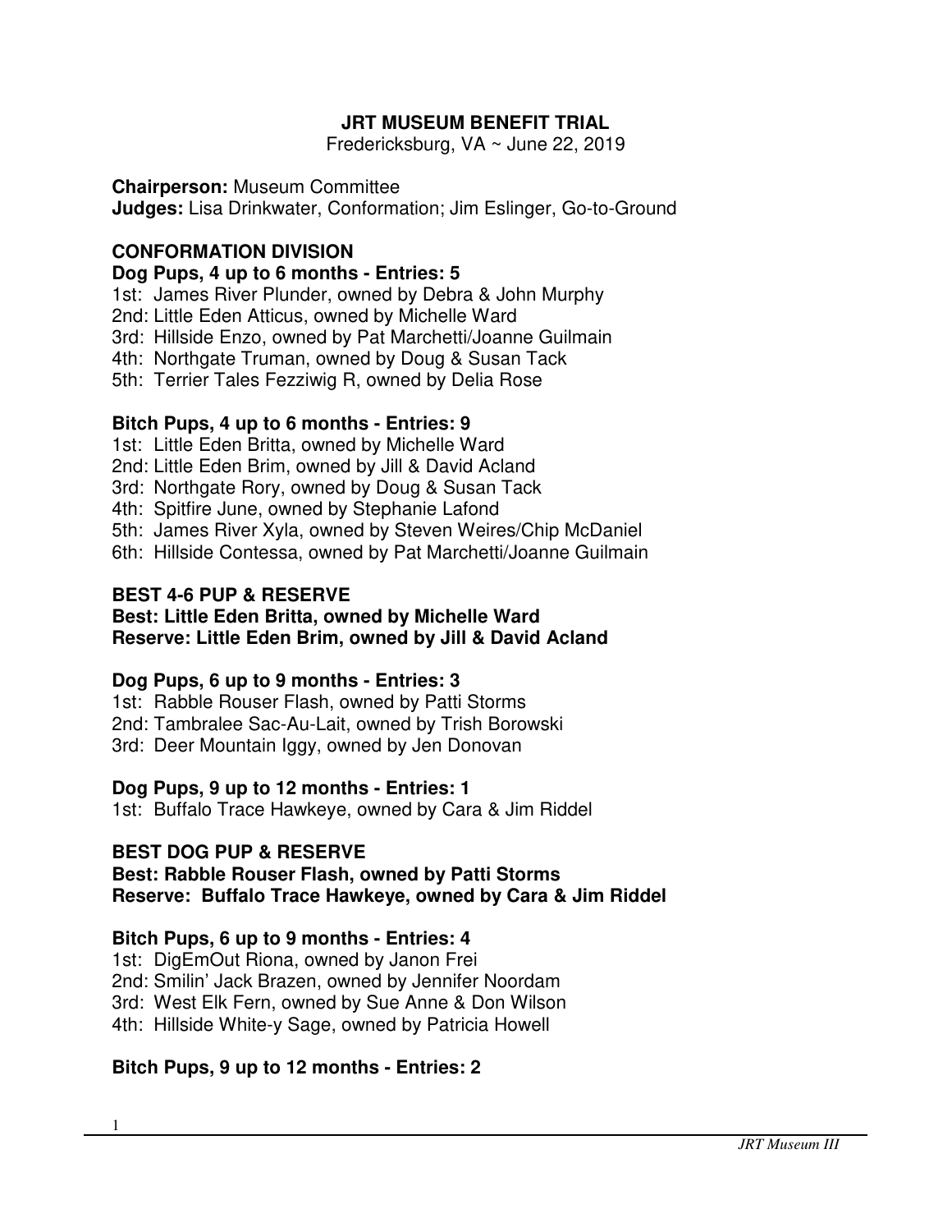# JRT MUSEUM BENEFIT TRIAL

Fredericksburg, VA ~ June 22, 2019

**Chairperson:** Museum Committee
**Judges:** Lisa Drinkwater, Conformation; Jim Eslinger, Go-to-Ground

## CONFORMATION DIVISION

### Dog Pups, 4 up to 6 months - Entries: 5

1st: James River Plunder, owned by Debra & John Murphy
2nd: Little Eden Atticus, owned by Michelle Ward
3rd: Hillside Enzo, owned by Pat Marchetti/Joanne Guilmain
4th: Northgate Truman, owned by Doug & Susan Tack
5th: Terrier Tales Fezziwig R, owned by Delia Rose

### Bitch Pups, 4 up to 6 months - Entries: 9

1st: Little Eden Britta, owned by Michelle Ward
2nd: Little Eden Brim, owned by Jill & David Acland
3rd: Northgate Rory, owned by Doug & Susan Tack
4th: Spitfire June, owned by Stephanie Lafond
5th: James River Xyla, owned by Steven Weires/Chip McDaniel
6th: Hillside Contessa, owned by Pat Marchetti/Joanne Guilmain

### BEST 4-6 PUP & RESERVE

**Best: Little Eden Britta, owned by Michelle Ward**
**Reserve: Little Eden Brim, owned by Jill & David Acland**

### Dog Pups, 6 up to 9 months - Entries: 3

1st: Rabble Rouser Flash, owned by Patti Storms
2nd: Tambralee Sac-Au-Lait, owned by Trish Borowski
3rd: Deer Mountain Iggy, owned by Jen Donovan

### Dog Pups, 9 up to 12 months - Entries: 1

1st: Buffalo Trace Hawkeye, owned by Cara & Jim Riddel

### BEST DOG PUP & RESERVE

**Best: Rabble Rouser Flash, owned by Patti Storms**
**Reserve: Buffalo Trace Hawkeye, owned by Cara & Jim Riddel**

### Bitch Pups, 6 up to 9 months - Entries: 4

1st: DigEmOut Riona, owned by Janon Frei
2nd: Smilin' Jack Brazen, owned by Jennifer Noordam
3rd: West Elk Fern, owned by Sue Anne & Don Wilson
4th: Hillside White-y Sage, owned by Patricia Howell

### Bitch Pups, 9 up to 12 months - Entries: 2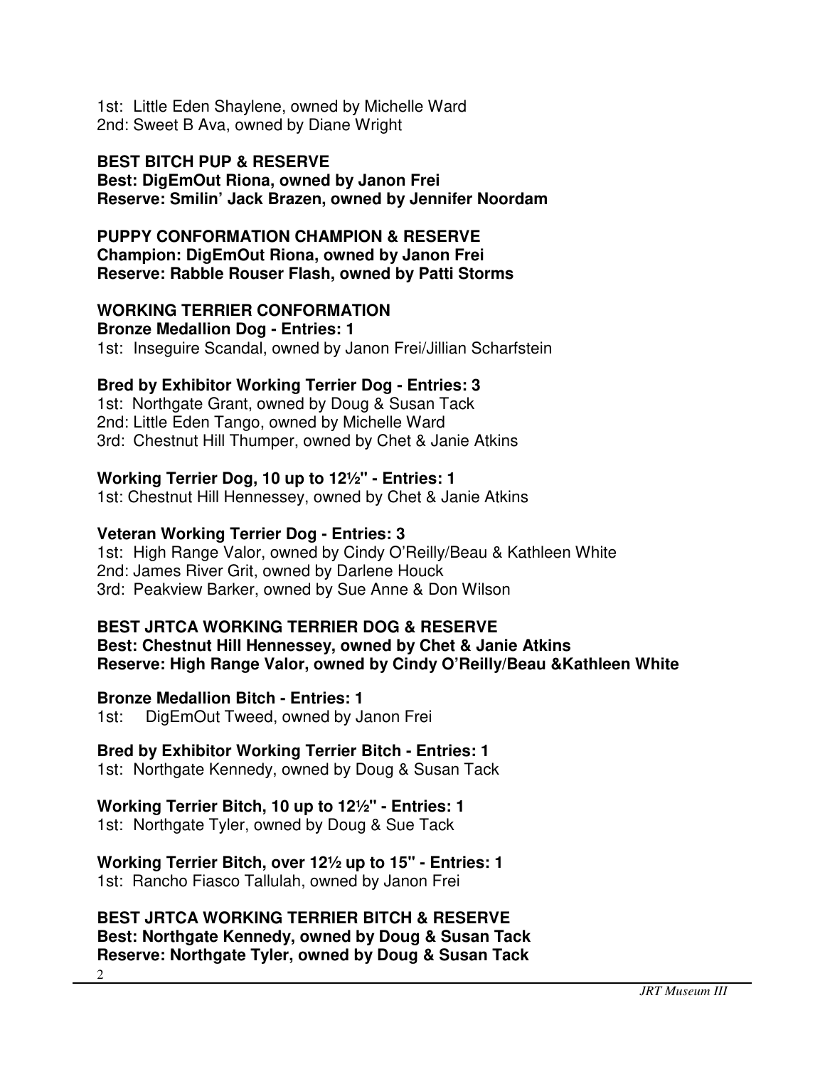1st: Little Eden Shaylene, owned by Michelle Ward
2nd: Sweet B Ava, owned by Diane Wright

**BEST BITCH PUP & RESERVE**
**Best: DigEmOut Riona, owned by Janon Frei**
**Reserve: Smilin' Jack Brazen, owned by Jennifer Noordam**

**PUPPY CONFORMATION CHAMPION & RESERVE**
**Champion: DigEmOut Riona, owned by Janon Frei**
**Reserve: Rabble Rouser Flash, owned by Patti Storms**

**WORKING TERRIER CONFORMATION**
**Bronze Medallion Dog - Entries: 1**
1st: Inseguire Scandal, owned by Janon Frei/Jillian Scharfstein

**Bred by Exhibitor Working Terrier Dog - Entries: 3**
1st: Northgate Grant, owned by Doug & Susan Tack
2nd: Little Eden Tango, owned by Michelle Ward
3rd: Chestnut Hill Thumper, owned by Chet & Janie Atkins

**Working Terrier Dog, 10 up to 12½" - Entries: 1**
1st: Chestnut Hill Hennessey, owned by Chet & Janie Atkins

**Veteran Working Terrier Dog - Entries: 3**
1st: High Range Valor, owned by Cindy O'Reilly/Beau & Kathleen White
2nd: James River Grit, owned by Darlene Houck
3rd: Peakview Barker, owned by Sue Anne & Don Wilson

**BEST JRTCA WORKING TERRIER DOG & RESERVE**
**Best: Chestnut Hill Hennessey, owned by Chet & Janie Atkins**
**Reserve: High Range Valor, owned by Cindy O'Reilly/Beau &Kathleen White**

**Bronze Medallion Bitch - Entries: 1**
1st: DigEmOut Tweed, owned by Janon Frei

**Bred by Exhibitor Working Terrier Bitch - Entries: 1**
1st: Northgate Kennedy, owned by Doug & Susan Tack

**Working Terrier Bitch, 10 up to 12½" - Entries: 1**
1st: Northgate Tyler, owned by Doug & Sue Tack

**Working Terrier Bitch, over 12½ up to 15" - Entries: 1**
1st: Rancho Fiasco Tallulah, owned by Janon Frei

**BEST JRTCA WORKING TERRIER BITCH & RESERVE**
**Best: Northgate Kennedy, owned by Doug & Susan Tack**
**Reserve: Northgate Tyler, owned by Doug & Susan Tack**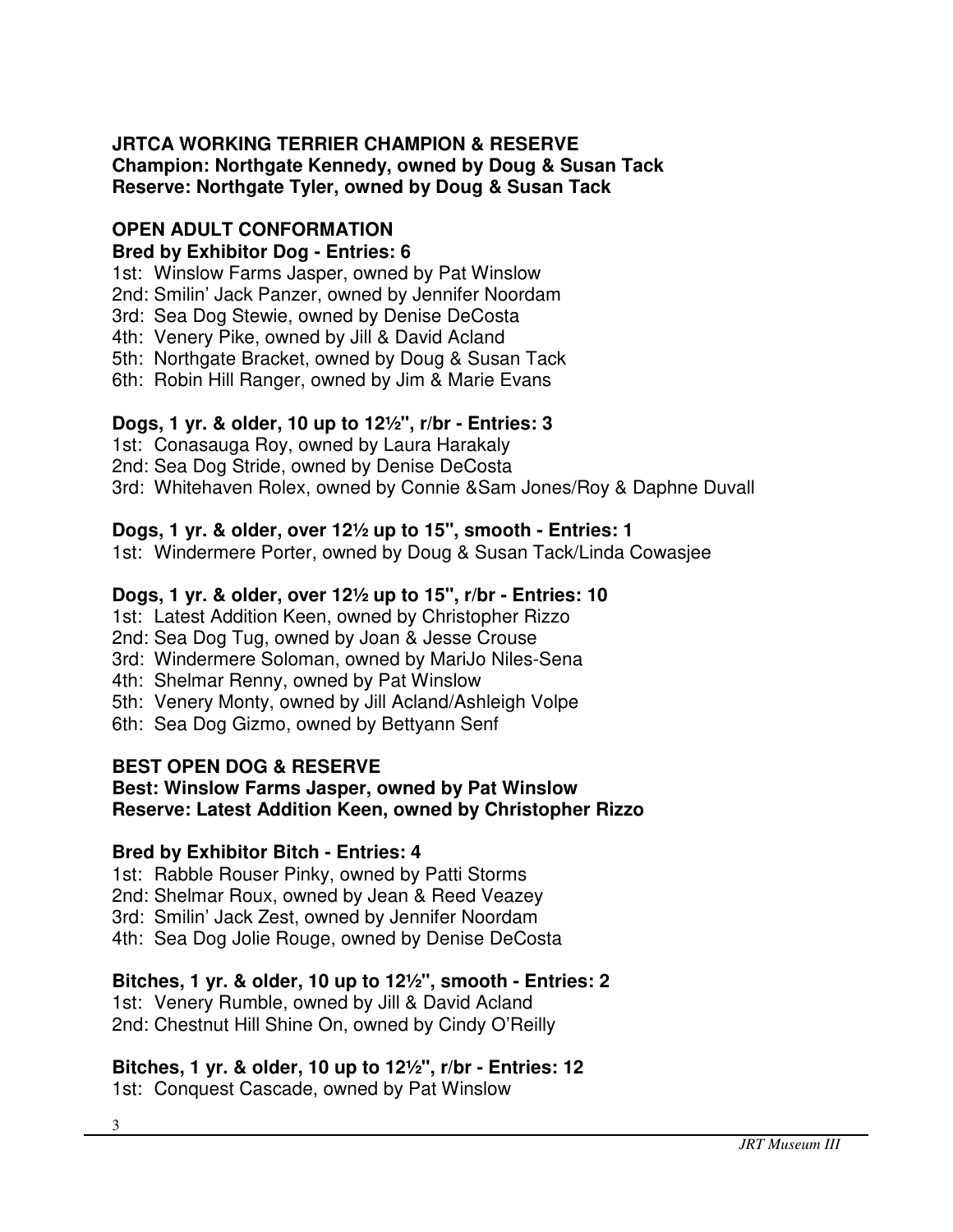**JRTCA WORKING TERRIER CHAMPION & RESERVE**
**Champion: Northgate Kennedy, owned by Doug & Susan Tack**
**Reserve: Northgate Tyler, owned by Doug & Susan Tack**

## OPEN ADULT CONFORMATION

**Bred by Exhibitor Dog - Entries: 6**

1st: Winslow Farms Jasper, owned by Pat Winslow
2nd: Smilin' Jack Panzer, owned by Jennifer Noordam
3rd: Sea Dog Stewie, owned by Denise DeCosta
4th: Venery Pike, owned by Jill & David Acland
5th: Northgate Bracket, owned by Doug & Susan Tack
6th: Robin Hill Ranger, owned by Jim & Marie Evans

**Dogs, 1 yr. & older, 10 up to 12½", r/br - Entries: 3**

1st: Conasauga Roy, owned by Laura Harakaly
2nd: Sea Dog Stride, owned by Denise DeCosta
3rd: Whitehaven Rolex, owned by Connie &Sam Jones/Roy & Daphne Duvall

**Dogs, 1 yr. & older, over 12½ up to 15", smooth - Entries: 1**

1st: Windermere Porter, owned by Doug & Susan Tack/Linda Cowasjee

**Dogs, 1 yr. & older, over 12½ up to 15", r/br - Entries: 10**

1st: Latest Addition Keen, owned by Christopher Rizzo
2nd: Sea Dog Tug, owned by Joan & Jesse Crouse
3rd: Windermere Soloman, owned by MariJo Niles-Sena
4th: Shelmar Renny, owned by Pat Winslow
5th: Venery Monty, owned by Jill Acland/Ashleigh Volpe
6th: Sea Dog Gizmo, owned by Bettyann Senf

**BEST OPEN DOG & RESERVE**
**Best: Winslow Farms Jasper, owned by Pat Winslow**
**Reserve: Latest Addition Keen, owned by Christopher Rizzo**

**Bred by Exhibitor Bitch - Entries: 4**

1st: Rabble Rouser Pinky, owned by Patti Storms
2nd: Shelmar Roux, owned by Jean & Reed Veazey
3rd: Smilin' Jack Zest, owned by Jennifer Noordam
4th: Sea Dog Jolie Rouge, owned by Denise DeCosta

**Bitches, 1 yr. & older, 10 up to 12½", smooth - Entries: 2**

1st: Venery Rumble, owned by Jill & David Acland
2nd: Chestnut Hill Shine On, owned by Cindy O'Reilly

**Bitches, 1 yr. & older, 10 up to 12½", r/br - Entries: 12**

1st: Conquest Cascade, owned by Pat Winslow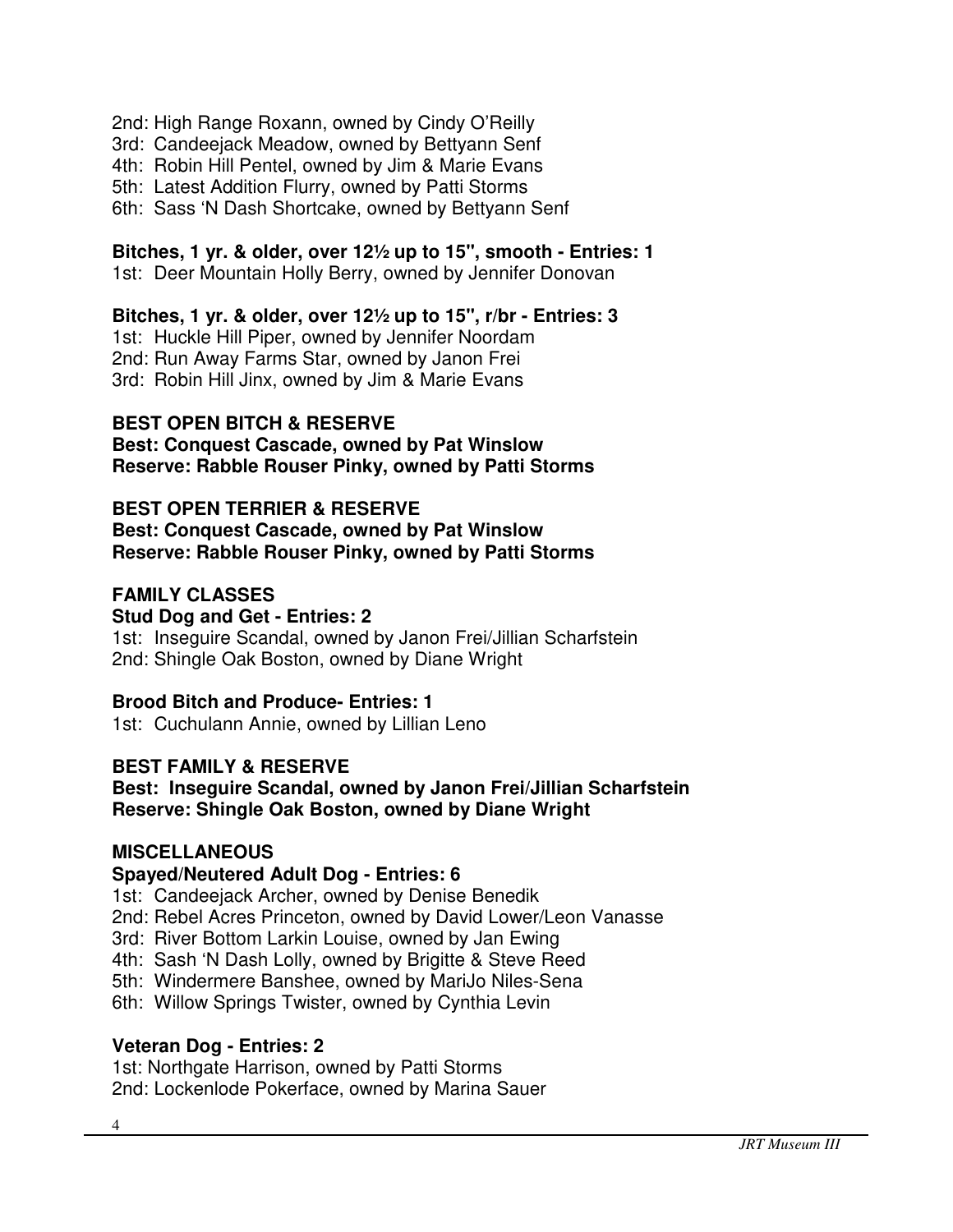2nd: High Range Roxann, owned by Cindy O'Reilly
3rd: Candeejack Meadow, owned by Bettyann Senf
4th: Robin Hill Pentel, owned by Jim & Marie Evans
5th: Latest Addition Flurry, owned by Patti Storms
6th: Sass 'N Dash Shortcake, owned by Bettyann Senf

**Bitches, 1 yr. & older, over 12½ up to 15", smooth - Entries: 1**
1st: Deer Mountain Holly Berry, owned by Jennifer Donovan

**Bitches, 1 yr. & older, over 12½ up to 15", r/br - Entries: 3**
1st: Huckle Hill Piper, owned by Jennifer Noordam
2nd: Run Away Farms Star, owned by Janon Frei
3rd: Robin Hill Jinx, owned by Jim & Marie Evans

**BEST OPEN BITCH & RESERVE**
**Best: Conquest Cascade, owned by Pat Winslow**
**Reserve: Rabble Rouser Pinky, owned by Patti Storms**

**BEST OPEN TERRIER & RESERVE**
**Best: Conquest Cascade, owned by Pat Winslow**
**Reserve: Rabble Rouser Pinky, owned by Patti Storms**

**FAMILY CLASSES**
**Stud Dog and Get - Entries: 2**
1st: Inseguire Scandal, owned by Janon Frei/Jillian Scharfstein
2nd: Shingle Oak Boston, owned by Diane Wright

**Brood Bitch and Produce- Entries: 1**
1st: Cuchulann Annie, owned by Lillian Leno

**BEST FAMILY & RESERVE**
**Best: Inseguire Scandal, owned by Janon Frei/Jillian Scharfstein**
**Reserve: Shingle Oak Boston, owned by Diane Wright**

**MISCELLANEOUS**
**Spayed/Neutered Adult Dog - Entries: 6**
1st: Candeejack Archer, owned by Denise Benedik
2nd: Rebel Acres Princeton, owned by David Lower/Leon Vanasse
3rd: River Bottom Larkin Louise, owned by Jan Ewing
4th: Sash 'N Dash Lolly, owned by Brigitte & Steve Reed
5th: Windermere Banshee, owned by MariJo Niles-Sena
6th: Willow Springs Twister, owned by Cynthia Levin

**Veteran Dog - Entries: 2**
1st: Northgate Harrison, owned by Patti Storms
2nd: Lockenlode Pokerface, owned by Marina Sauer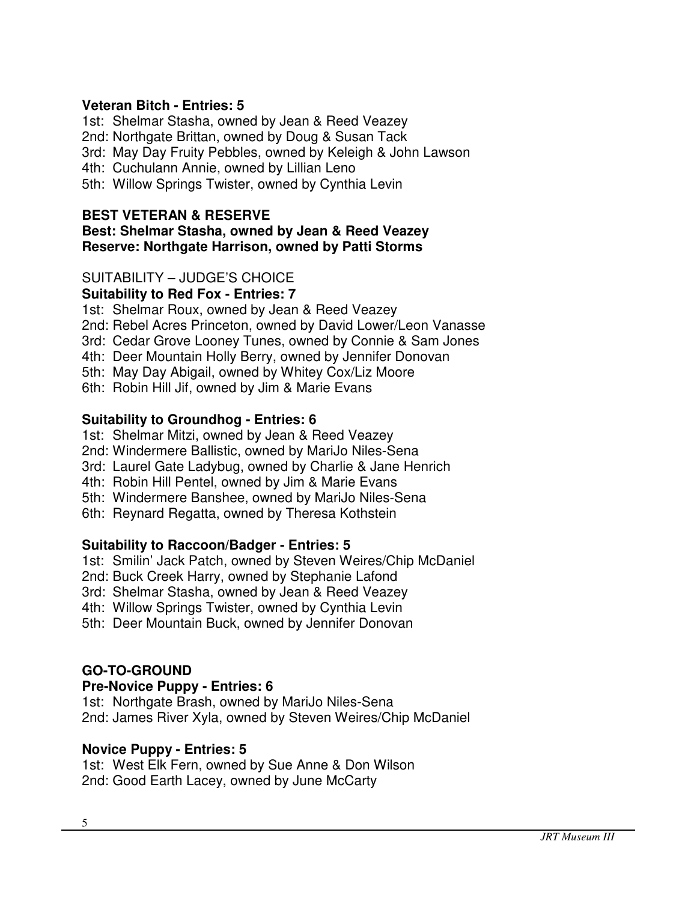**Veteran Bitch - Entries: 5**

1st: Shelmar Stasha, owned by Jean & Reed Veazey
2nd: Northgate Brittan, owned by Doug & Susan Tack
3rd: May Day Fruity Pebbles, owned by Keleigh & John Lawson
4th: Cuchulann Annie, owned by Lillian Leno
5th: Willow Springs Twister, owned by Cynthia Levin

**BEST VETERAN & RESERVE**

**Best: Shelmar Stasha, owned by Jean & Reed Veazey**
**Reserve: Northgate Harrison, owned by Patti Storms**

SUITABILITY – JUDGE'S CHOICE

**Suitability to Red Fox - Entries: 7**

1st: Shelmar Roux, owned by Jean & Reed Veazey
2nd: Rebel Acres Princeton, owned by David Lower/Leon Vanasse
3rd: Cedar Grove Looney Tunes, owned by Connie & Sam Jones
4th: Deer Mountain Holly Berry, owned by Jennifer Donovan
5th: May Day Abigail, owned by Whitey Cox/Liz Moore
6th: Robin Hill Jif, owned by Jim & Marie Evans

**Suitability to Groundhog - Entries: 6**

1st: Shelmar Mitzi, owned by Jean & Reed Veazey
2nd: Windermere Ballistic, owned by MariJo Niles-Sena
3rd: Laurel Gate Ladybug, owned by Charlie & Jane Henrich
4th: Robin Hill Pentel, owned by Jim & Marie Evans
5th: Windermere Banshee, owned by MariJo Niles-Sena
6th: Reynard Regatta, owned by Theresa Kothstein

**Suitability to Raccoon/Badger - Entries: 5**

1st: Smilin' Jack Patch, owned by Steven Weires/Chip McDaniel
2nd: Buck Creek Harry, owned by Stephanie Lafond
3rd: Shelmar Stasha, owned by Jean & Reed Veazey
4th: Willow Springs Twister, owned by Cynthia Levin
5th: Deer Mountain Buck, owned by Jennifer Donovan

**GO-TO-GROUND**

**Pre-Novice Puppy - Entries: 6**

1st: Northgate Brash, owned by MariJo Niles-Sena
2nd: James River Xyla, owned by Steven Weires/Chip McDaniel

**Novice Puppy - Entries: 5**

1st: West Elk Fern, owned by Sue Anne & Don Wilson
2nd: Good Earth Lacey, owned by June McCarty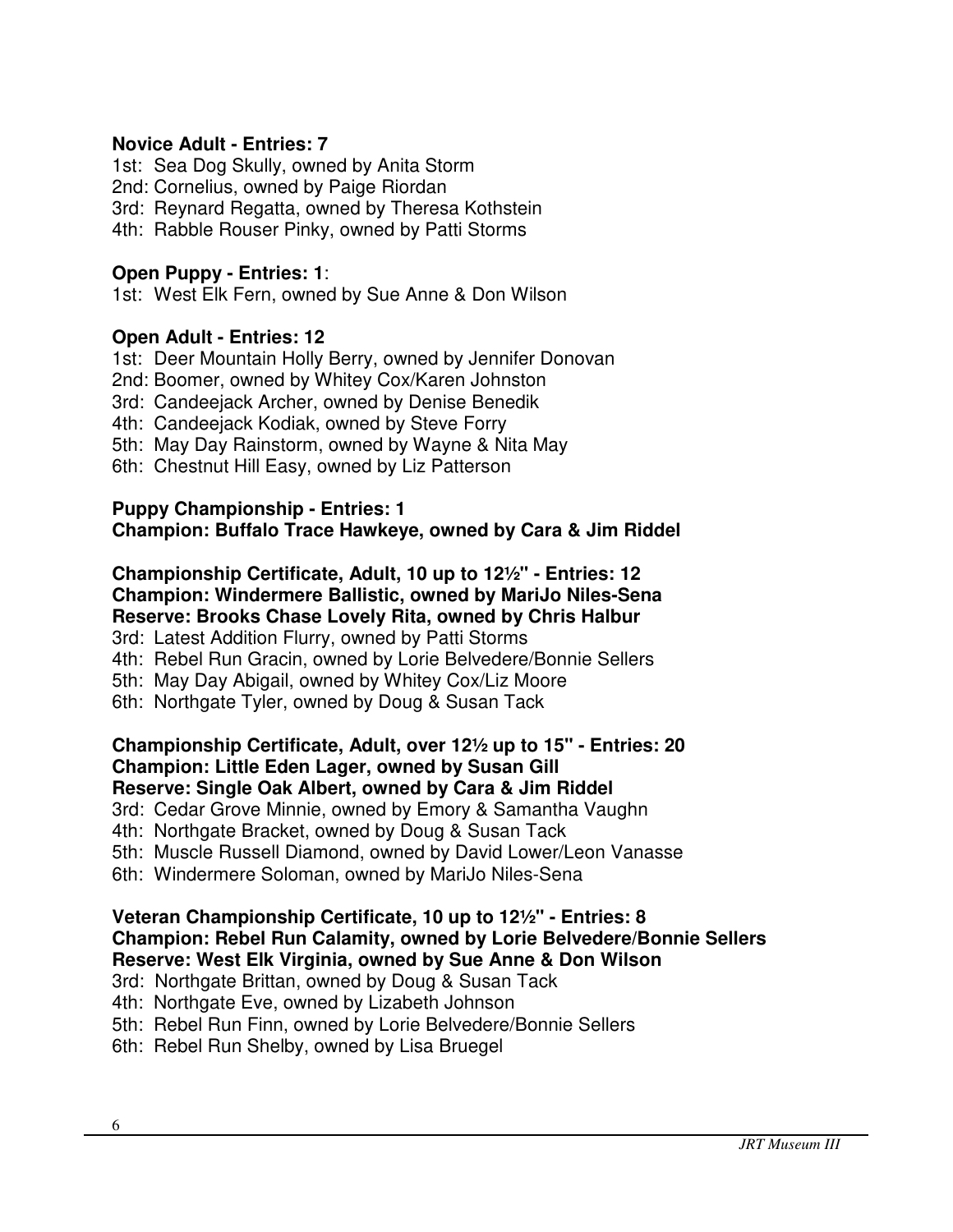**Novice Adult - Entries: 7**

1st: Sea Dog Skully, owned by Anita Storm
2nd: Cornelius, owned by Paige Riordan
3rd: Reynard Regatta, owned by Theresa Kothstein
4th: Rabble Rouser Pinky, owned by Patti Storms

**Open Puppy - Entries: 1**:

1st: West Elk Fern, owned by Sue Anne & Don Wilson

**Open Adult - Entries: 12**

1st: Deer Mountain Holly Berry, owned by Jennifer Donovan
2nd: Boomer, owned by Whitey Cox/Karen Johnston
3rd: Candeejack Archer, owned by Denise Benedik
4th: Candeejack Kodiak, owned by Steve Forry
5th: May Day Rainstorm, owned by Wayne & Nita May
6th: Chestnut Hill Easy, owned by Liz Patterson

**Puppy Championship - Entries: 1**
**Champion: Buffalo Trace Hawkeye, owned by Cara & Jim Riddel**

**Championship Certificate, Adult, 10 up to 12½" - Entries: 12**
**Champion: Windermere Ballistic, owned by MariJo Niles-Sena**
**Reserve: Brooks Chase Lovely Rita, owned by Chris Halbur**

3rd: Latest Addition Flurry, owned by Patti Storms
4th: Rebel Run Gracin, owned by Lorie Belvedere/Bonnie Sellers
5th: May Day Abigail, owned by Whitey Cox/Liz Moore
6th: Northgate Tyler, owned by Doug & Susan Tack

**Championship Certificate, Adult, over 12½ up to 15" - Entries: 20**
**Champion: Little Eden Lager, owned by Susan Gill**
**Reserve: Single Oak Albert, owned by Cara & Jim Riddel**

3rd: Cedar Grove Minnie, owned by Emory & Samantha Vaughn
4th: Northgate Bracket, owned by Doug & Susan Tack
5th: Muscle Russell Diamond, owned by David Lower/Leon Vanasse
6th: Windermere Soloman, owned by MariJo Niles-Sena

**Veteran Championship Certificate, 10 up to 12½" - Entries: 8**
**Champion: Rebel Run Calamity, owned by Lorie Belvedere/Bonnie Sellers**
**Reserve: West Elk Virginia, owned by Sue Anne & Don Wilson**

3rd: Northgate Brittan, owned by Doug & Susan Tack
4th: Northgate Eve, owned by Lizabeth Johnson
5th: Rebel Run Finn, owned by Lorie Belvedere/Bonnie Sellers
6th: Rebel Run Shelby, owned by Lisa Bruegel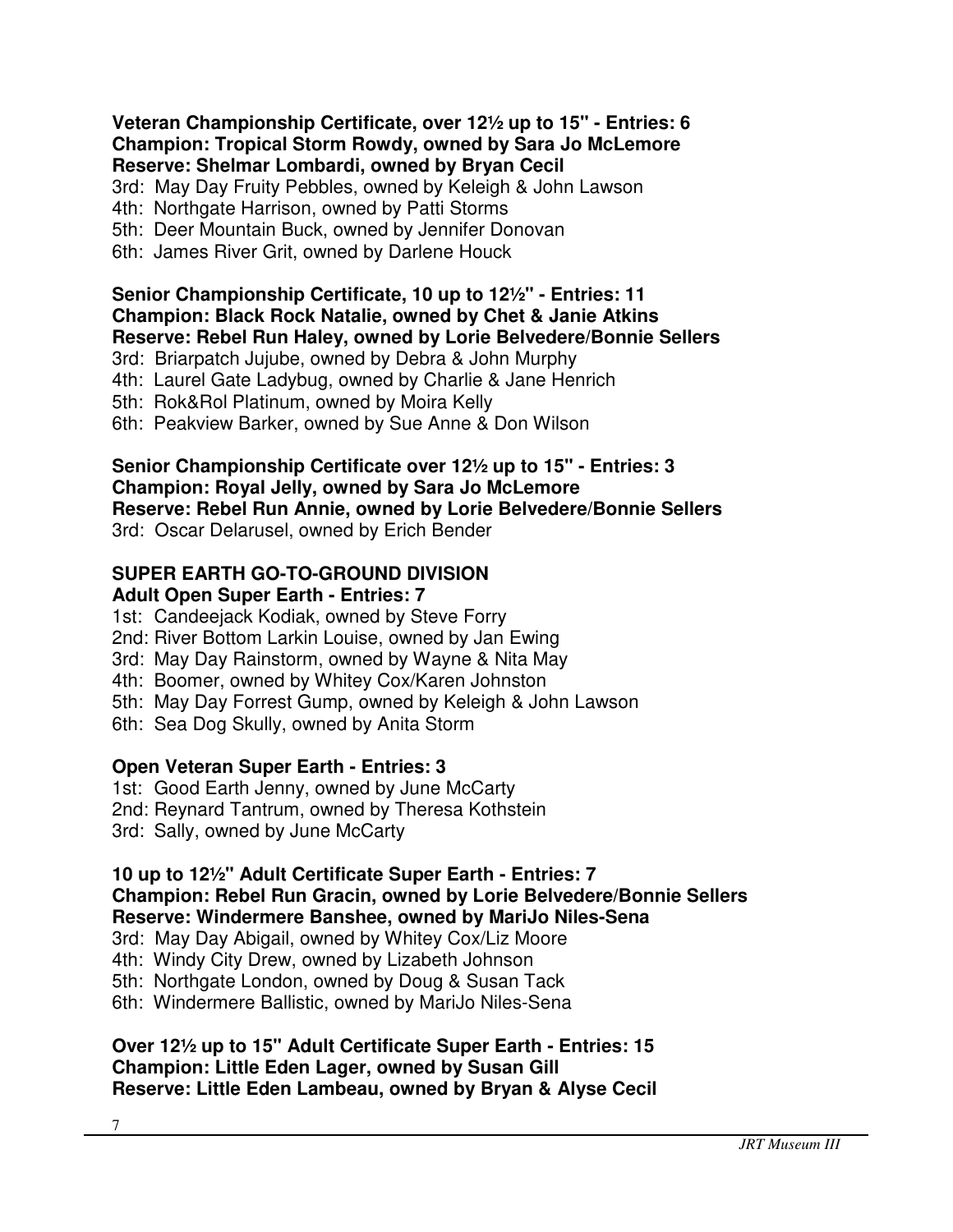**Veteran Championship Certificate, over 12½ up to 15" - Entries: 6**
**Champion: Tropical Storm Rowdy, owned by Sara Jo McLemore**
**Reserve: Shelmar Lombardi, owned by Bryan Cecil**
3rd: May Day Fruity Pebbles, owned by Keleigh & John Lawson
4th: Northgate Harrison, owned by Patti Storms
5th: Deer Mountain Buck, owned by Jennifer Donovan
6th: James River Grit, owned by Darlene Houck

**Senior Championship Certificate, 10 up to 12½" - Entries: 11**
**Champion: Black Rock Natalie, owned by Chet & Janie Atkins**
**Reserve: Rebel Run Haley, owned by Lorie Belvedere/Bonnie Sellers**
3rd: Briarpatch Jujube, owned by Debra & John Murphy
4th: Laurel Gate Ladybug, owned by Charlie & Jane Henrich
5th: Rok&Rol Platinum, owned by Moira Kelly
6th: Peakview Barker, owned by Sue Anne & Don Wilson

**Senior Championship Certificate over 12½ up to 15" - Entries: 3**
**Champion: Royal Jelly, owned by Sara Jo McLemore**
**Reserve: Rebel Run Annie, owned by Lorie Belvedere/Bonnie Sellers**
3rd: Oscar Delarusel, owned by Erich Bender

## SUPER EARTH GO-TO-GROUND DIVISION

**Adult Open Super Earth - Entries: 7**
1st: Candeejack Kodiak, owned by Steve Forry
2nd: River Bottom Larkin Louise, owned by Jan Ewing
3rd: May Day Rainstorm, owned by Wayne & Nita May
4th: Boomer, owned by Whitey Cox/Karen Johnston
5th: May Day Forrest Gump, owned by Keleigh & John Lawson
6th: Sea Dog Skully, owned by Anita Storm

**Open Veteran Super Earth - Entries: 3**
1st: Good Earth Jenny, owned by June McCarty
2nd: Reynard Tantrum, owned by Theresa Kothstein
3rd: Sally, owned by June McCarty

**10 up to 12½" Adult Certificate Super Earth - Entries: 7**
**Champion: Rebel Run Gracin, owned by Lorie Belvedere/Bonnie Sellers**
**Reserve: Windermere Banshee, owned by MariJo Niles-Sena**
3rd: May Day Abigail, owned by Whitey Cox/Liz Moore
4th: Windy City Drew, owned by Lizabeth Johnson
5th: Northgate London, owned by Doug & Susan Tack
6th: Windermere Ballistic, owned by MariJo Niles-Sena

**Over 12½ up to 15" Adult Certificate Super Earth - Entries: 15**
**Champion: Little Eden Lager, owned by Susan Gill**
**Reserve: Little Eden Lambeau, owned by Bryan & Alyse Cecil**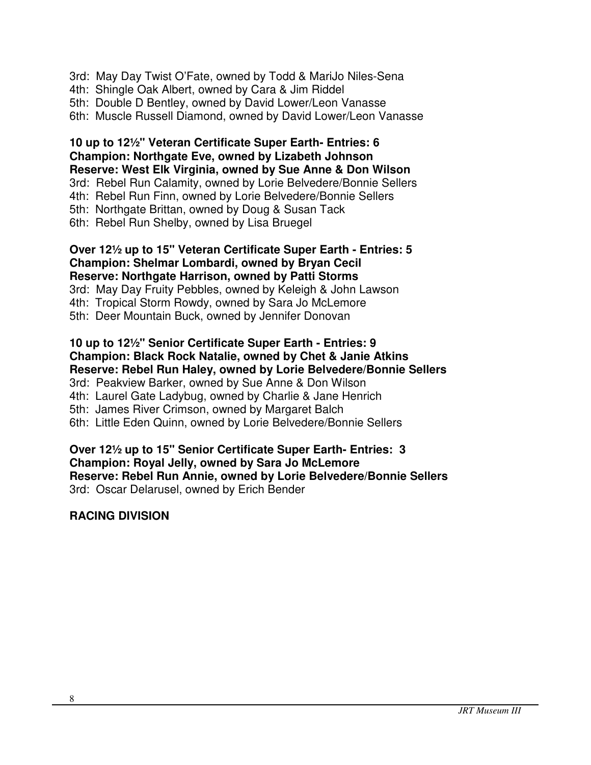3rd: May Day Twist O'Fate, owned by Todd & MariJo Niles-Sena
4th: Shingle Oak Albert, owned by Cara & Jim Riddel
5th: Double D Bentley, owned by David Lower/Leon Vanasse
6th: Muscle Russell Diamond, owned by David Lower/Leon Vanasse

**10 up to 12½" Veteran Certificate Super Earth- Entries: 6**
**Champion: Northgate Eve, owned by Lizabeth Johnson**
**Reserve: West Elk Virginia, owned by Sue Anne & Don Wilson**
3rd: Rebel Run Calamity, owned by Lorie Belvedere/Bonnie Sellers
4th: Rebel Run Finn, owned by Lorie Belvedere/Bonnie Sellers
5th: Northgate Brittan, owned by Doug & Susan Tack
6th: Rebel Run Shelby, owned by Lisa Bruegel

**Over 12½ up to 15" Veteran Certificate Super Earth - Entries: 5**
**Champion: Shelmar Lombardi, owned by Bryan Cecil**
**Reserve: Northgate Harrison, owned by Patti Storms**
3rd: May Day Fruity Pebbles, owned by Keleigh & John Lawson
4th: Tropical Storm Rowdy, owned by Sara Jo McLemore
5th: Deer Mountain Buck, owned by Jennifer Donovan

**10 up to 12½" Senior Certificate Super Earth - Entries: 9**
**Champion: Black Rock Natalie, owned by Chet & Janie Atkins**
**Reserve: Rebel Run Haley, owned by Lorie Belvedere/Bonnie Sellers**
3rd: Peakview Barker, owned by Sue Anne & Don Wilson
4th: Laurel Gate Ladybug, owned by Charlie & Jane Henrich
5th: James River Crimson, owned by Margaret Balch
6th: Little Eden Quinn, owned by Lorie Belvedere/Bonnie Sellers

**Over 12½ up to 15" Senior Certificate Super Earth- Entries: 3**
**Champion: Royal Jelly, owned by Sara Jo McLemore**
**Reserve: Rebel Run Annie, owned by Lorie Belvedere/Bonnie Sellers**
3rd: Oscar Delarusel, owned by Erich Bender

## RACING DIVISION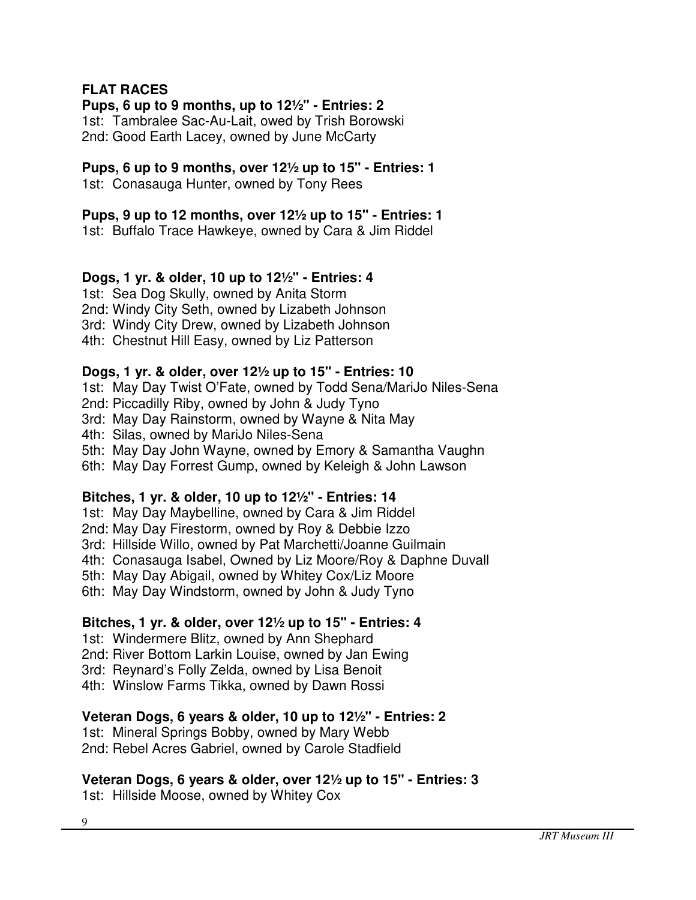## FLAT RACES

**Pups, 6 up to 9 months, up to 12½" - Entries: 2**

1st: Tambralee Sac-Au-Lait, owed by Trish Borowski
2nd: Good Earth Lacey, owned by June McCarty

**Pups, 6 up to 9 months, over 12½ up to 15" - Entries: 1**

1st: Conasauga Hunter, owned by Tony Rees

**Pups, 9 up to 12 months, over 12½ up to 15" - Entries: 1**

1st: Buffalo Trace Hawkeye, owned by Cara & Jim Riddel

**Dogs, 1 yr. & older, 10 up to 12½" - Entries: 4**

1st: Sea Dog Skully, owned by Anita Storm
2nd: Windy City Seth, owned by Lizabeth Johnson
3rd: Windy City Drew, owned by Lizabeth Johnson
4th: Chestnut Hill Easy, owned by Liz Patterson

**Dogs, 1 yr. & older, over 12½ up to 15" - Entries: 10**

1st: May Day Twist O'Fate, owned by Todd Sena/MariJo Niles-Sena
2nd: Piccadilly Riby, owned by John & Judy Tyno
3rd: May Day Rainstorm, owned by Wayne & Nita May
4th: Silas, owned by MariJo Niles-Sena
5th: May Day John Wayne, owned by Emory & Samantha Vaughn
6th: May Day Forrest Gump, owned by Keleigh & John Lawson

**Bitches, 1 yr. & older, 10 up to 12½" - Entries: 14**

1st: May Day Maybelline, owned by Cara & Jim Riddel
2nd: May Day Firestorm, owned by Roy & Debbie Izzo
3rd: Hillside Willo, owned by Pat Marchetti/Joanne Guilmain
4th: Conasauga Isabel, Owned by Liz Moore/Roy & Daphne Duvall
5th: May Day Abigail, owned by Whitey Cox/Liz Moore
6th: May Day Windstorm, owned by John & Judy Tyno

**Bitches, 1 yr. & older, over 12½ up to 15" - Entries: 4**

1st: Windermere Blitz, owned by Ann Shephard
2nd: River Bottom Larkin Louise, owned by Jan Ewing
3rd: Reynard's Folly Zelda, owned by Lisa Benoit
4th: Winslow Farms Tikka, owned by Dawn Rossi

**Veteran Dogs, 6 years & older, 10 up to 12½" - Entries: 2**

1st: Mineral Springs Bobby, owned by Mary Webb
2nd: Rebel Acres Gabriel, owned by Carole Stadfield

**Veteran Dogs, 6 years & older, over 12½ up to 15" - Entries: 3**

1st: Hillside Moose, owned by Whitey Cox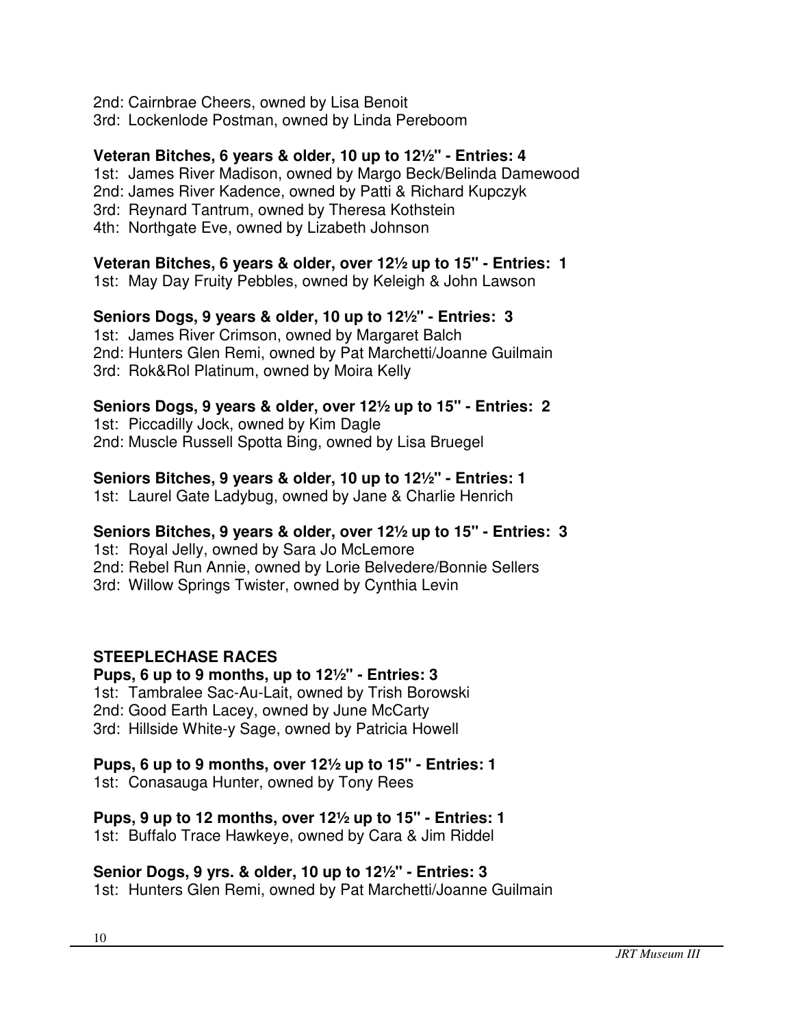2nd: Cairnbrae Cheers, owned by Lisa Benoit
3rd: Lockenlode Postman, owned by Linda Pereboom

**Veteran Bitches, 6 years & older, 10 up to 12½" - Entries: 4**
1st: James River Madison, owned by Margo Beck/Belinda Damewood
2nd: James River Kadence, owned by Patti & Richard Kupczyk
3rd: Reynard Tantrum, owned by Theresa Kothstein
4th: Northgate Eve, owned by Lizabeth Johnson

**Veteran Bitches, 6 years & older, over 12½ up to 15" - Entries: 1**
1st: May Day Fruity Pebbles, owned by Keleigh & John Lawson

**Seniors Dogs, 9 years & older, 10 up to 12½" - Entries: 3**
1st: James River Crimson, owned by Margaret Balch
2nd: Hunters Glen Remi, owned by Pat Marchetti/Joanne Guilmain
3rd: Rok&Rol Platinum, owned by Moira Kelly

**Seniors Dogs, 9 years & older, over 12½ up to 15" - Entries: 2**
1st: Piccadilly Jock, owned by Kim Dagle
2nd: Muscle Russell Spotta Bing, owned by Lisa Bruegel

**Seniors Bitches, 9 years & older, 10 up to 12½" - Entries: 1**
1st: Laurel Gate Ladybug, owned by Jane & Charlie Henrich

**Seniors Bitches, 9 years & older, over 12½ up to 15" - Entries: 3**
1st: Royal Jelly, owned by Sara Jo McLemore
2nd: Rebel Run Annie, owned by Lorie Belvedere/Bonnie Sellers
3rd: Willow Springs Twister, owned by Cynthia Levin

## STEEPLECHASE RACES

**Pups, 6 up to 9 months, up to 12½" - Entries: 3**
1st: Tambralee Sac-Au-Lait, owned by Trish Borowski
2nd: Good Earth Lacey, owned by June McCarty
3rd: Hillside White-y Sage, owned by Patricia Howell

**Pups, 6 up to 9 months, over 12½ up to 15" - Entries: 1**
1st: Conasauga Hunter, owned by Tony Rees

**Pups, 9 up to 12 months, over 12½ up to 15" - Entries: 1**
1st: Buffalo Trace Hawkeye, owned by Cara & Jim Riddel

**Senior Dogs, 9 yrs. & older, 10 up to 12½" - Entries: 3**
1st: Hunters Glen Remi, owned by Pat Marchetti/Joanne Guilmain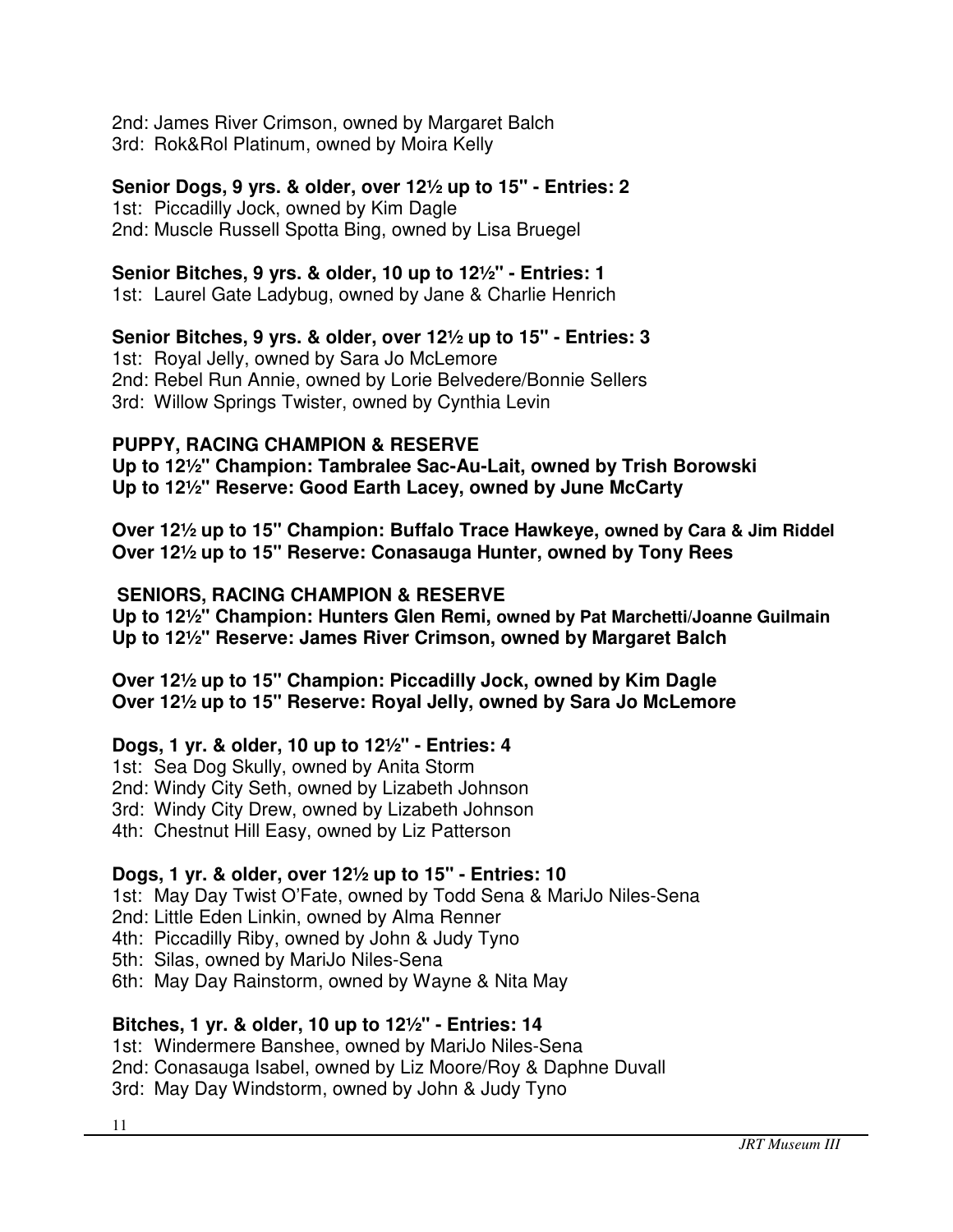2nd: James River Crimson, owned by Margaret Balch
3rd: Rok&Rol Platinum, owned by Moira Kelly

**Senior Dogs, 9 yrs. & older, over 12½ up to 15" - Entries: 2**
1st: Piccadilly Jock, owned by Kim Dagle
2nd: Muscle Russell Spotta Bing, owned by Lisa Bruegel

**Senior Bitches, 9 yrs. & older, 10 up to 12½" - Entries: 1**
1st: Laurel Gate Ladybug, owned by Jane & Charlie Henrich

**Senior Bitches, 9 yrs. & older, over 12½ up to 15" - Entries: 3**
1st: Royal Jelly, owned by Sara Jo McLemore
2nd: Rebel Run Annie, owned by Lorie Belvedere/Bonnie Sellers
3rd: Willow Springs Twister, owned by Cynthia Levin

**PUPPY, RACING CHAMPION & RESERVE**
**Up to 12½" Champion: Tambralee Sac-Au-Lait, owned by Trish Borowski**
**Up to 12½" Reserve: Good Earth Lacey, owned by June McCarty**

**Over 12½ up to 15" Champion: Buffalo Trace Hawkeye, owned by Cara & Jim Riddel**
**Over 12½ up to 15" Reserve: Conasauga Hunter, owned by Tony Rees**

**SENIORS, RACING CHAMPION & RESERVE**
**Up to 12½" Champion: Hunters Glen Remi, owned by Pat Marchetti/Joanne Guilmain**
**Up to 12½" Reserve: James River Crimson, owned by Margaret Balch**

**Over 12½ up to 15" Champion: Piccadilly Jock, owned by Kim Dagle**
**Over 12½ up to 15" Reserve: Royal Jelly, owned by Sara Jo McLemore**

**Dogs, 1 yr. & older, 10 up to 12½" - Entries: 4**
1st: Sea Dog Skully, owned by Anita Storm
2nd: Windy City Seth, owned by Lizabeth Johnson
3rd: Windy City Drew, owned by Lizabeth Johnson
4th: Chestnut Hill Easy, owned by Liz Patterson

**Dogs, 1 yr. & older, over 12½ up to 15" - Entries: 10**
1st: May Day Twist O'Fate, owned by Todd Sena & MariJo Niles-Sena
2nd: Little Eden Linkin, owned by Alma Renner
4th: Piccadilly Riby, owned by John & Judy Tyno
5th: Silas, owned by MariJo Niles-Sena
6th: May Day Rainstorm, owned by Wayne & Nita May

**Bitches, 1 yr. & older, 10 up to 12½" - Entries: 14**
1st: Windermere Banshee, owned by MariJo Niles-Sena
2nd: Conasauga Isabel, owned by Liz Moore/Roy & Daphne Duvall
3rd: May Day Windstorm, owned by John & Judy Tyno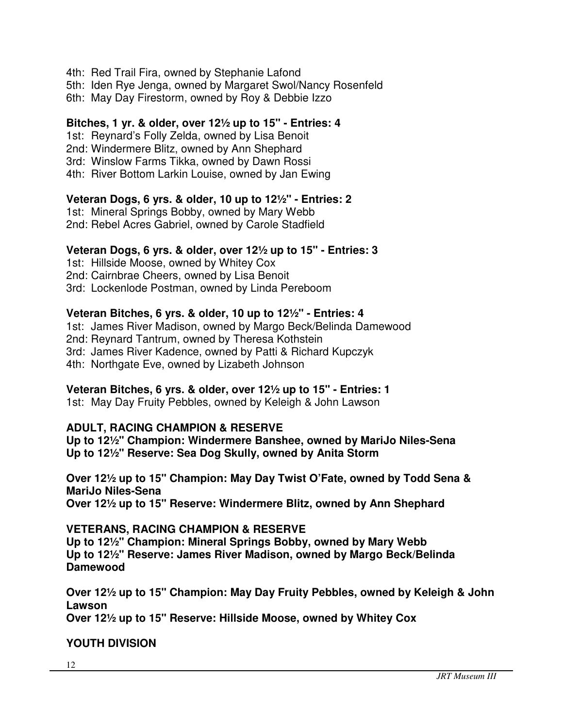4th: Red Trail Fira, owned by Stephanie Lafond
5th: Iden Rye Jenga, owned by Margaret Swol/Nancy Rosenfeld
6th: May Day Firestorm, owned by Roy & Debbie Izzo

**Bitches, 1 yr. & older, over 12½ up to 15" - Entries: 4**

1st: Reynard's Folly Zelda, owned by Lisa Benoit
2nd: Windermere Blitz, owned by Ann Shephard
3rd: Winslow Farms Tikka, owned by Dawn Rossi
4th: River Bottom Larkin Louise, owned by Jan Ewing

**Veteran Dogs, 6 yrs. & older, 10 up to 12½" - Entries: 2**

1st: Mineral Springs Bobby, owned by Mary Webb
2nd: Rebel Acres Gabriel, owned by Carole Stadfield

**Veteran Dogs, 6 yrs. & older, over 12½ up to 15" - Entries: 3**

1st: Hillside Moose, owned by Whitey Cox
2nd: Cairnbrae Cheers, owned by Lisa Benoit
3rd: Lockenlode Postman, owned by Linda Pereboom

**Veteran Bitches, 6 yrs. & older, 10 up to 12½" - Entries: 4**

1st: James River Madison, owned by Margo Beck/Belinda Damewood
2nd: Reynard Tantrum, owned by Theresa Kothstein
3rd: James River Kadence, owned by Patti & Richard Kupczyk
4th: Northgate Eve, owned by Lizabeth Johnson

**Veteran Bitches, 6 yrs. & older, over 12½ up to 15" - Entries: 1**

1st: May Day Fruity Pebbles, owned by Keleigh & John Lawson

**ADULT, RACING CHAMPION & RESERVE**

**Up to 12½" Champion: Windermere Banshee, owned by MariJo Niles-Sena**
**Up to 12½" Reserve: Sea Dog Skully, owned by Anita Storm**

**Over 12½ up to 15" Champion: May Day Twist O'Fate, owned by Todd Sena & MariJo Niles-Sena**
**Over 12½ up to 15" Reserve: Windermere Blitz, owned by Ann Shephard**

**VETERANS, RACING CHAMPION & RESERVE**

**Up to 12½" Champion: Mineral Springs Bobby, owned by Mary Webb**
**Up to 12½" Reserve: James River Madison, owned by Margo Beck/Belinda Damewood**

**Over 12½ up to 15" Champion: May Day Fruity Pebbles, owned by Keleigh & John Lawson**
**Over 12½ up to 15" Reserve: Hillside Moose, owned by Whitey Cox**

**YOUTH DIVISION**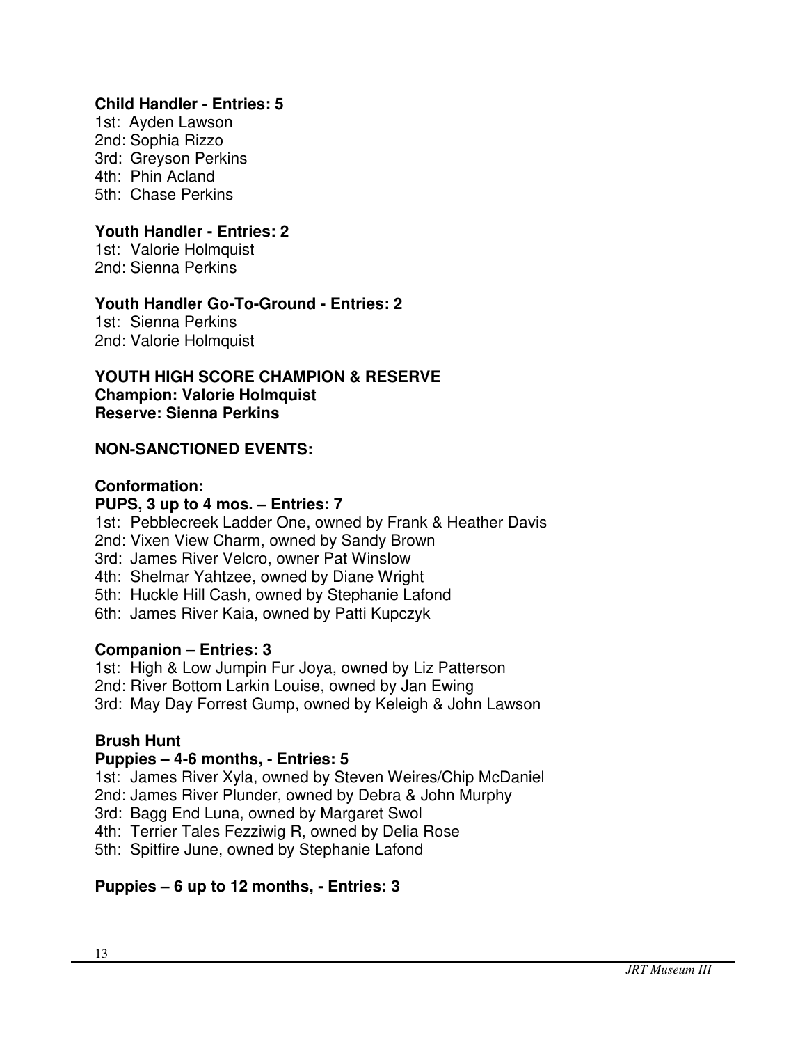**Child Handler - Entries: 5**

1st: Ayden Lawson
2nd: Sophia Rizzo
3rd: Greyson Perkins
4th: Phin Acland
5th: Chase Perkins

**Youth Handler - Entries: 2**

1st: Valorie Holmquist
2nd: Sienna Perkins

**Youth Handler Go-To-Ground - Entries: 2**

1st: Sienna Perkins
2nd: Valorie Holmquist

**YOUTH HIGH SCORE CHAMPION & RESERVE**
**Champion: Valorie Holmquist**
**Reserve: Sienna Perkins**

**NON-SANCTIONED EVENTS:**

**Conformation:**
**PUPS, 3 up to 4 mos. – Entries: 7**

1st: Pebblecreek Ladder One, owned by Frank & Heather Davis
2nd: Vixen View Charm, owned by Sandy Brown
3rd: James River Velcro, owner Pat Winslow
4th: Shelmar Yahtzee, owned by Diane Wright
5th: Huckle Hill Cash, owned by Stephanie Lafond
6th: James River Kaia, owned by Patti Kupczyk

**Companion – Entries: 3**

1st: High & Low Jumpin Fur Joya, owned by Liz Patterson
2nd: River Bottom Larkin Louise, owned by Jan Ewing
3rd: May Day Forrest Gump, owned by Keleigh & John Lawson

**Brush Hunt**
**Puppies – 4-6 months, - Entries: 5**

1st: James River Xyla, owned by Steven Weires/Chip McDaniel
2nd: James River Plunder, owned by Debra & John Murphy
3rd: Bagg End Luna, owned by Margaret Swol
4th: Terrier Tales Fezziwig R, owned by Delia Rose
5th: Spitfire June, owned by Stephanie Lafond

**Puppies – 6 up to 12 months, - Entries: 3**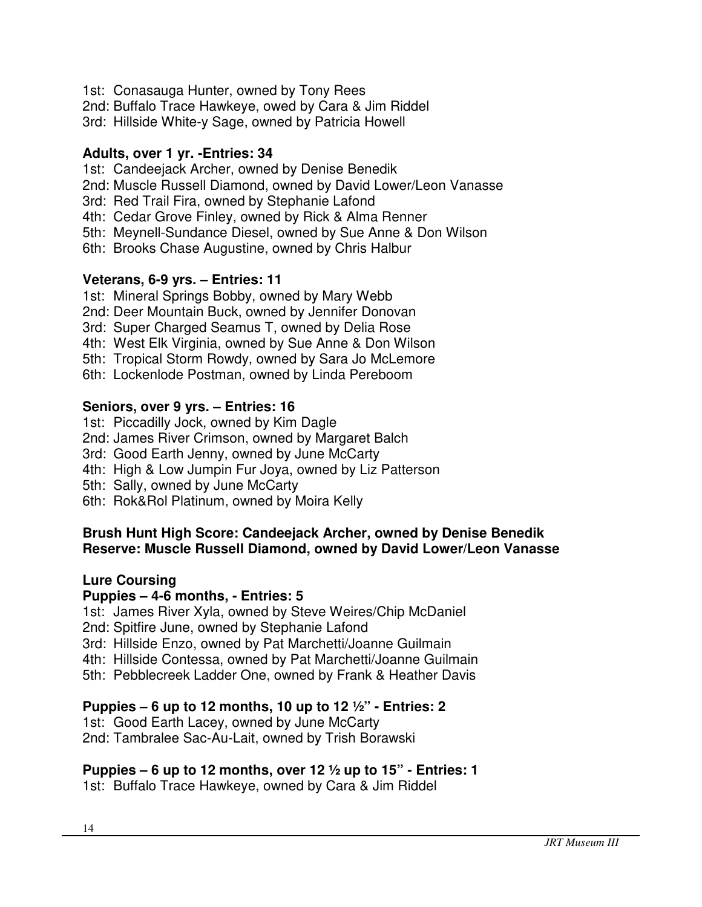1st: Conasauga Hunter, owned by Tony Rees
2nd: Buffalo Trace Hawkeye, owed by Cara & Jim Riddel
3rd: Hillside White-y Sage, owned by Patricia Howell

**Adults, over 1 yr. -Entries: 34**

1st: Candeejack Archer, owned by Denise Benedik
2nd: Muscle Russell Diamond, owned by David Lower/Leon Vanasse
3rd: Red Trail Fira, owned by Stephanie Lafond
4th: Cedar Grove Finley, owned by Rick & Alma Renner
5th: Meynell-Sundance Diesel, owned by Sue Anne & Don Wilson
6th: Brooks Chase Augustine, owned by Chris Halbur

**Veterans, 6-9 yrs. – Entries: 11**

1st: Mineral Springs Bobby, owned by Mary Webb
2nd: Deer Mountain Buck, owned by Jennifer Donovan
3rd: Super Charged Seamus T, owned by Delia Rose
4th: West Elk Virginia, owned by Sue Anne & Don Wilson
5th: Tropical Storm Rowdy, owned by Sara Jo McLemore
6th: Lockenlode Postman, owned by Linda Pereboom

**Seniors, over 9 yrs. – Entries: 16**

1st: Piccadilly Jock, owned by Kim Dagle
2nd: James River Crimson, owned by Margaret Balch
3rd: Good Earth Jenny, owned by June McCarty
4th: High & Low Jumpin Fur Joya, owned by Liz Patterson
5th: Sally, owned by June McCarty
6th: Rok&Rol Platinum, owned by Moira Kelly

**Brush Hunt High Score: Candeejack Archer, owned by Denise Benedik**
**Reserve: Muscle Russell Diamond, owned by David Lower/Leon Vanasse**

**Lure Coursing**

**Puppies – 4-6 months, - Entries: 5**

1st: James River Xyla, owned by Steve Weires/Chip McDaniel
2nd: Spitfire June, owned by Stephanie Lafond
3rd: Hillside Enzo, owned by Pat Marchetti/Joanne Guilmain
4th: Hillside Contessa, owned by Pat Marchetti/Joanne Guilmain
5th: Pebblecreek Ladder One, owned by Frank & Heather Davis

**Puppies – 6 up to 12 months, 10 up to 12 ½" - Entries: 2**

1st: Good Earth Lacey, owned by June McCarty
2nd: Tambralee Sac-Au-Lait, owned by Trish Borawski

**Puppies – 6 up to 12 months, over 12 ½ up to 15" - Entries: 1**

1st: Buffalo Trace Hawkeye, owned by Cara & Jim Riddel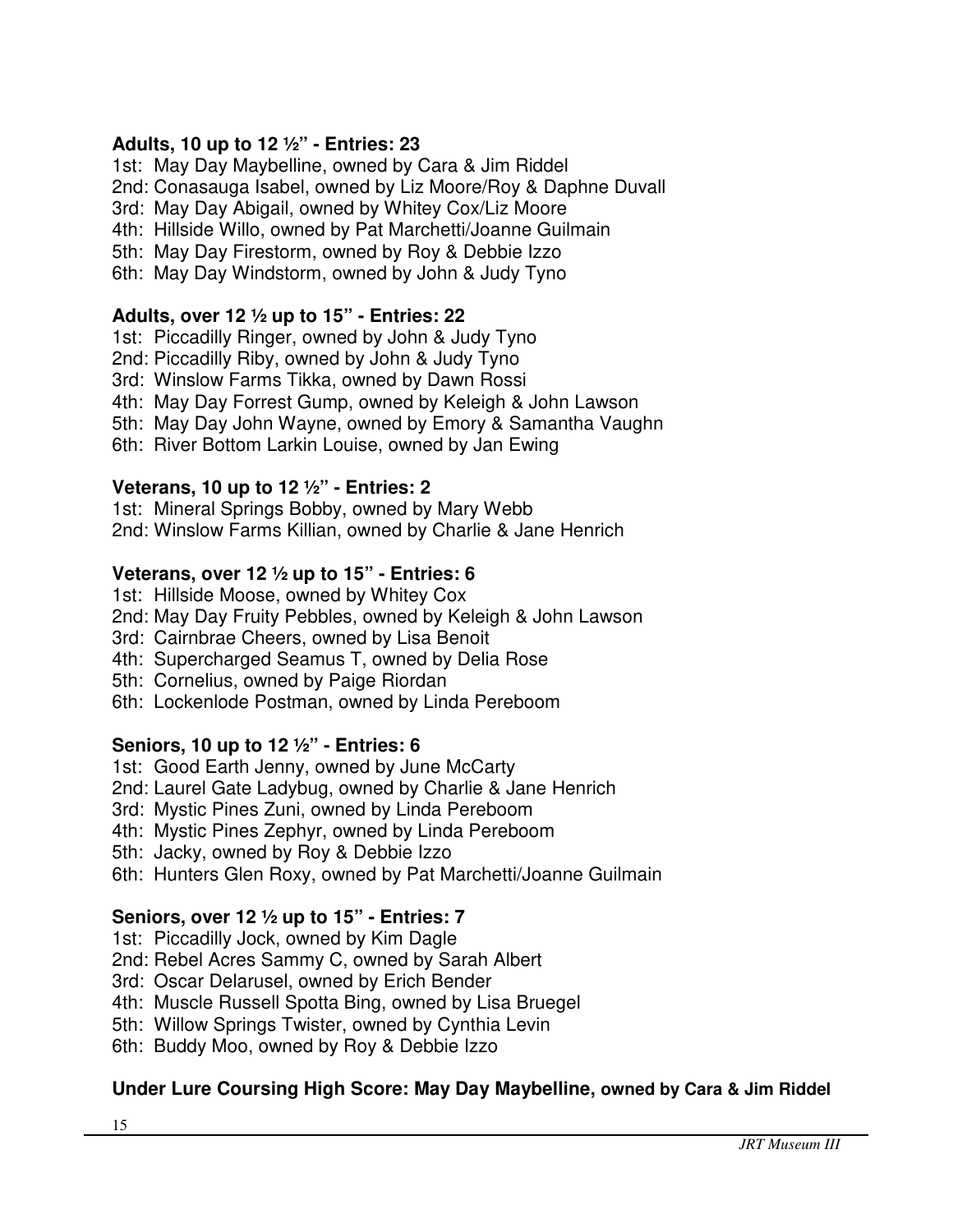**Adults, 10 up to 12 ½" - Entries: 23**

1st: May Day Maybelline, owned by Cara & Jim Riddel
2nd: Conasauga Isabel, owned by Liz Moore/Roy & Daphne Duvall
3rd: May Day Abigail, owned by Whitey Cox/Liz Moore
4th: Hillside Willo, owned by Pat Marchetti/Joanne Guilmain
5th: May Day Firestorm, owned by Roy & Debbie Izzo
6th: May Day Windstorm, owned by John & Judy Tyno

**Adults, over 12 ½ up to 15" - Entries: 22**

1st: Piccadilly Ringer, owned by John & Judy Tyno
2nd: Piccadilly Riby, owned by John & Judy Tyno
3rd: Winslow Farms Tikka, owned by Dawn Rossi
4th: May Day Forrest Gump, owned by Keleigh & John Lawson
5th: May Day John Wayne, owned by Emory & Samantha Vaughn
6th: River Bottom Larkin Louise, owned by Jan Ewing

**Veterans, 10 up to 12 ½" - Entries: 2**

1st: Mineral Springs Bobby, owned by Mary Webb
2nd: Winslow Farms Killian, owned by Charlie & Jane Henrich

**Veterans, over 12 ½ up to 15" - Entries: 6**

1st: Hillside Moose, owned by Whitey Cox
2nd: May Day Fruity Pebbles, owned by Keleigh & John Lawson
3rd: Cairnbrae Cheers, owned by Lisa Benoit
4th: Supercharged Seamus T, owned by Delia Rose
5th: Cornelius, owned by Paige Riordan
6th: Lockenlode Postman, owned by Linda Pereboom

**Seniors, 10 up to 12 ½" - Entries: 6**

1st: Good Earth Jenny, owned by June McCarty
2nd: Laurel Gate Ladybug, owned by Charlie & Jane Henrich
3rd: Mystic Pines Zuni, owned by Linda Pereboom
4th: Mystic Pines Zephyr, owned by Linda Pereboom
5th: Jacky, owned by Roy & Debbie Izzo
6th: Hunters Glen Roxy, owned by Pat Marchetti/Joanne Guilmain

**Seniors, over 12 ½ up to 15" - Entries: 7**

1st: Piccadilly Jock, owned by Kim Dagle
2nd: Rebel Acres Sammy C, owned by Sarah Albert
3rd: Oscar Delarusel, owned by Erich Bender
4th: Muscle Russell Spotta Bing, owned by Lisa Bruegel
5th: Willow Springs Twister, owned by Cynthia Levin
6th: Buddy Moo, owned by Roy & Debbie Izzo

**Under Lure Coursing High Score: May Day Maybelline, owned by Cara & Jim Riddel**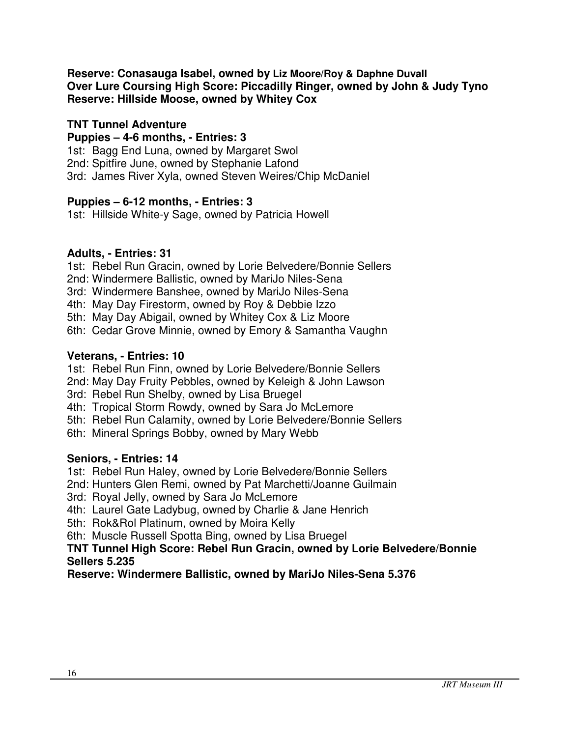**Reserve: Conasauga Isabel, owned by Liz Moore/Roy & Daphne Duvall**
**Over Lure Coursing High Score: Piccadilly Ringer, owned by John & Judy Tyno**
**Reserve: Hillside Moose, owned by Whitey Cox**

**TNT Tunnel Adventure**

**Puppies – 4-6 months, - Entries: 3**

1st: Bagg End Luna, owned by Margaret Swol
2nd: Spitfire June, owned by Stephanie Lafond
3rd: James River Xyla, owned Steven Weires/Chip McDaniel

**Puppies – 6-12 months, - Entries: 3**

1st: Hillside White-y Sage, owned by Patricia Howell

**Adults, - Entries: 31**

1st: Rebel Run Gracin, owned by Lorie Belvedere/Bonnie Sellers
2nd: Windermere Ballistic, owned by MariJo Niles-Sena
3rd: Windermere Banshee, owned by MariJo Niles-Sena
4th: May Day Firestorm, owned by Roy & Debbie Izzo
5th: May Day Abigail, owned by Whitey Cox & Liz Moore
6th: Cedar Grove Minnie, owned by Emory & Samantha Vaughn

**Veterans, - Entries: 10**

1st: Rebel Run Finn, owned by Lorie Belvedere/Bonnie Sellers
2nd: May Day Fruity Pebbles, owned by Keleigh & John Lawson
3rd: Rebel Run Shelby, owned by Lisa Bruegel
4th: Tropical Storm Rowdy, owned by Sara Jo McLemore
5th: Rebel Run Calamity, owned by Lorie Belvedere/Bonnie Sellers
6th: Mineral Springs Bobby, owned by Mary Webb

**Seniors, - Entries: 14**

1st: Rebel Run Haley, owned by Lorie Belvedere/Bonnie Sellers
2nd: Hunters Glen Remi, owned by Pat Marchetti/Joanne Guilmain
3rd: Royal Jelly, owned by Sara Jo McLemore
4th: Laurel Gate Ladybug, owned by Charlie & Jane Henrich
5th: Rok&Rol Platinum, owned by Moira Kelly
6th: Muscle Russell Spotta Bing, owned by Lisa Bruegel

**TNT Tunnel High Score: Rebel Run Gracin, owned by Lorie Belvedere/Bonnie Sellers 5.235**
**Reserve: Windermere Ballistic, owned by MariJo Niles-Sena 5.376**